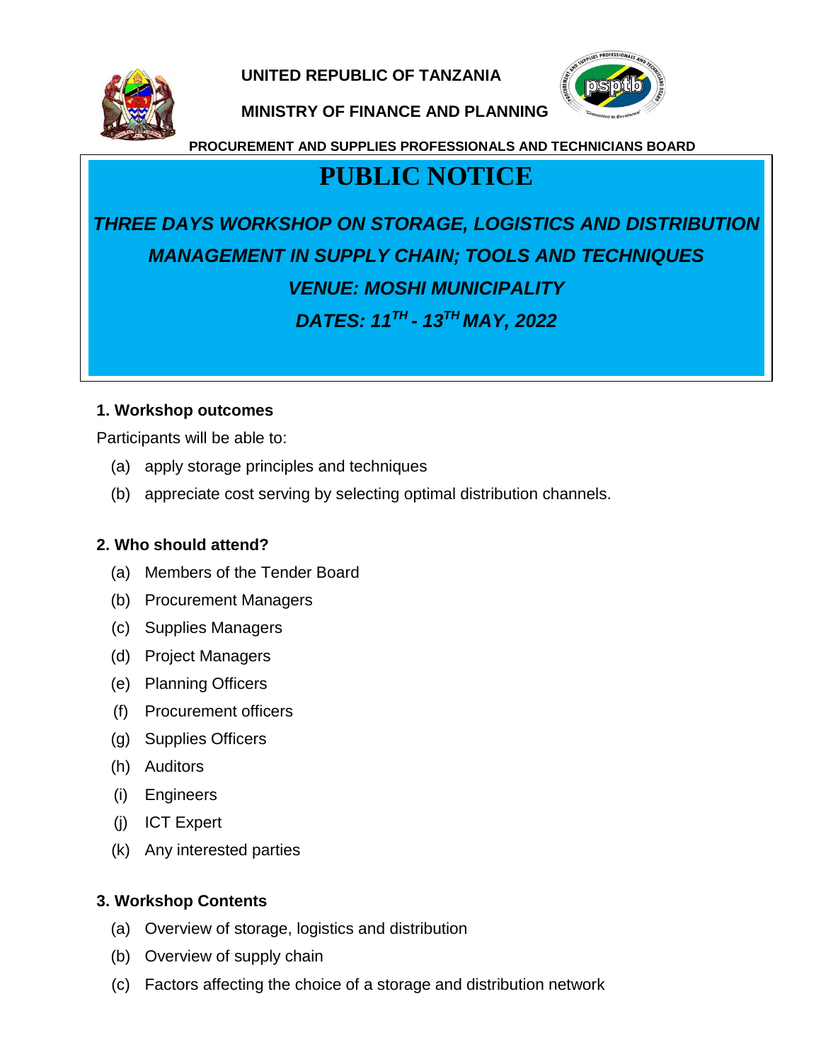**UNITED REPUBLIC OF TANZANIA**

**MINISTRY OF FINANCE AND PLANNING**

**PROCUREMENT AND SUPPLIES PROFESSIONALS AND TECHNICIANS BOARD**

# PUBLIC NOTICE

***THREE DAYS WORKSHOP ON STORAGE, LOGISTICS AND DISTRIBUTION MANAGEMENT IN SUPPLY CHAIN; TOOLS AND TECHNIQUES***

***VENUE: MOSHI MUNICIPALITY***

***DATES: 11TH - 13TH MAY, 2022***

### 1. Workshop outcomes

Participants will be able to:

(a) apply storage principles and techniques

(b) appreciate cost serving by selecting optimal distribution channels.

### 2. Who should attend?

(a) Members of the Tender Board

(b) Procurement Managers

(c) Supplies Managers

(d) Project Managers

(e) Planning Officers

(f) Procurement officers

(g) Supplies Officers

(h) Auditors

(i) Engineers

(j) ICT Expert

(k) Any interested parties

### 3. Workshop Contents

(a) Overview of storage, logistics and distribution

(b) Overview of supply chain

(c) Factors affecting the choice of a storage and distribution network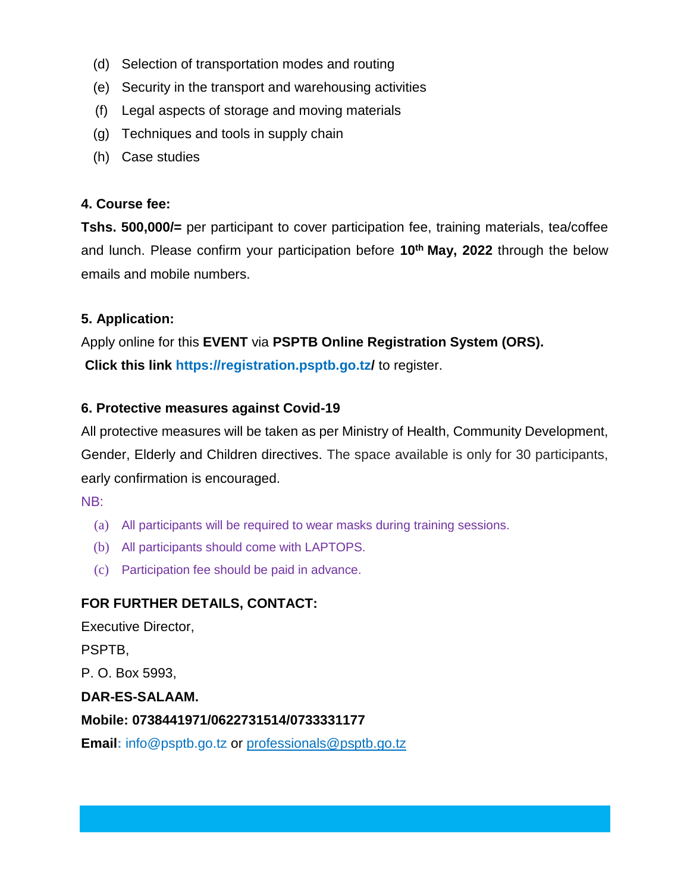(d) Selection of transportation modes and routing
(e) Security in the transport and warehousing activities
(f) Legal aspects of storage and moving materials
(g) Techniques and tools in supply chain
(h) Case studies

**4. Course fee:**

**Tshs. 500,000/=** per participant to cover participation fee, training materials, tea/coffee and lunch. Please confirm your participation before **10th May, 2022** through the below emails and mobile numbers.

**5. Application:**

Apply online for this **EVENT** via **PSPTB Online Registration System (ORS).**
**Click this link https://registration.psptb.go.tz/** to register.

**6. Protective measures against Covid-19**

All protective measures will be taken as per Ministry of Health, Community Development, Gender, Elderly and Children directives. The space available is only for 30 participants, early confirmation is encouraged.

NB:

(a) All participants will be required to wear masks during training sessions.
(b) All participants should come with LAPTOPS.
(c) Participation fee should be paid in advance.

**FOR FURTHER DETAILS, CONTACT:**

Executive Director,
PSPTB,
P. O. Box 5993,
**DAR-ES-SALAAM.**
**Mobile: 0738441971/0622731514/0733331177**
**Email**: info@psptb.go.tz or professionals@psptb.go.tz